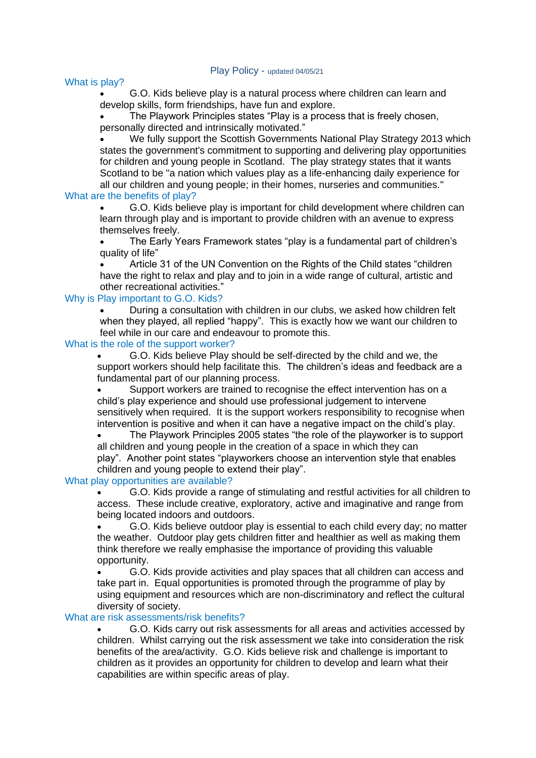# Play Policy - updated 04/05/21

## What is play?

- G.O. Kids believe play is a natural process where children can learn and develop skills, form friendships, have fun and explore.
- The Playwork Principles states "Play is a process that is freely chosen, personally directed and intrinsically motivated."
- We fully support the Scottish Governments National Play Strategy 2013 which states the government's commitment to supporting and delivering play opportunities for children and young people in Scotland. The play strategy states that it wants Scotland to be "a nation which values play as a life-enhancing daily experience for all our children and young people; in their homes, nurseries and communities."

## What are the benefits of play?

- G.O. Kids believe play is important for child development where children can learn through play and is important to provide children with an avenue to express themselves freely.
- The Early Years Framework states "play is a fundamental part of children's quality of life"
- Article 31 of the UN Convention on the Rights of the Child states "children have the right to relax and play and to join in a wide range of cultural, artistic and other recreational activities."

## Why is Play important to G.O. Kids?

- During a consultation with children in our clubs, we asked how children felt when they played, all replied "happy". This is exactly how we want our children to feel while in our care and endeavour to promote this.

## What is the role of the support worker?

- G.O. Kids believe Play should be self-directed by the child and we, the support workers should help facilitate this. The children's ideas and feedback are a fundamental part of our planning process.
- Support workers are trained to recognise the effect intervention has on a child's play experience and should use professional judgement to intervene sensitively when required. It is the support workers responsibility to recognise when intervention is positive and when it can have a negative impact on the child's play.
- The Playwork Principles 2005 states "the role of the playworker is to support all children and young people in the creation of a space in which they can play". Another point states "playworkers choose an intervention style that enables children and young people to extend their play".

## What play opportunities are available?

- G.O. Kids provide a range of stimulating and restful activities for all children to access. These include creative, exploratory, active and imaginative and range from being located indoors and outdoors.
- G.O. Kids believe outdoor play is essential to each child every day; no matter the weather. Outdoor play gets children fitter and healthier as well as making them think therefore we really emphasise the importance of providing this valuable opportunity.
- G.O. Kids provide activities and play spaces that all children can access and take part in. Equal opportunities is promoted through the programme of play by using equipment and resources which are non-discriminatory and reflect the cultural diversity of society.

## What are risk assessments/risk benefits?

- G.O. Kids carry out risk assessments for all areas and activities accessed by children. Whilst carrying out the risk assessment we take into consideration the risk benefits of the area/activity. G.O. Kids believe risk and challenge is important to children as it provides an opportunity for children to develop and learn what their capabilities are within specific areas of play.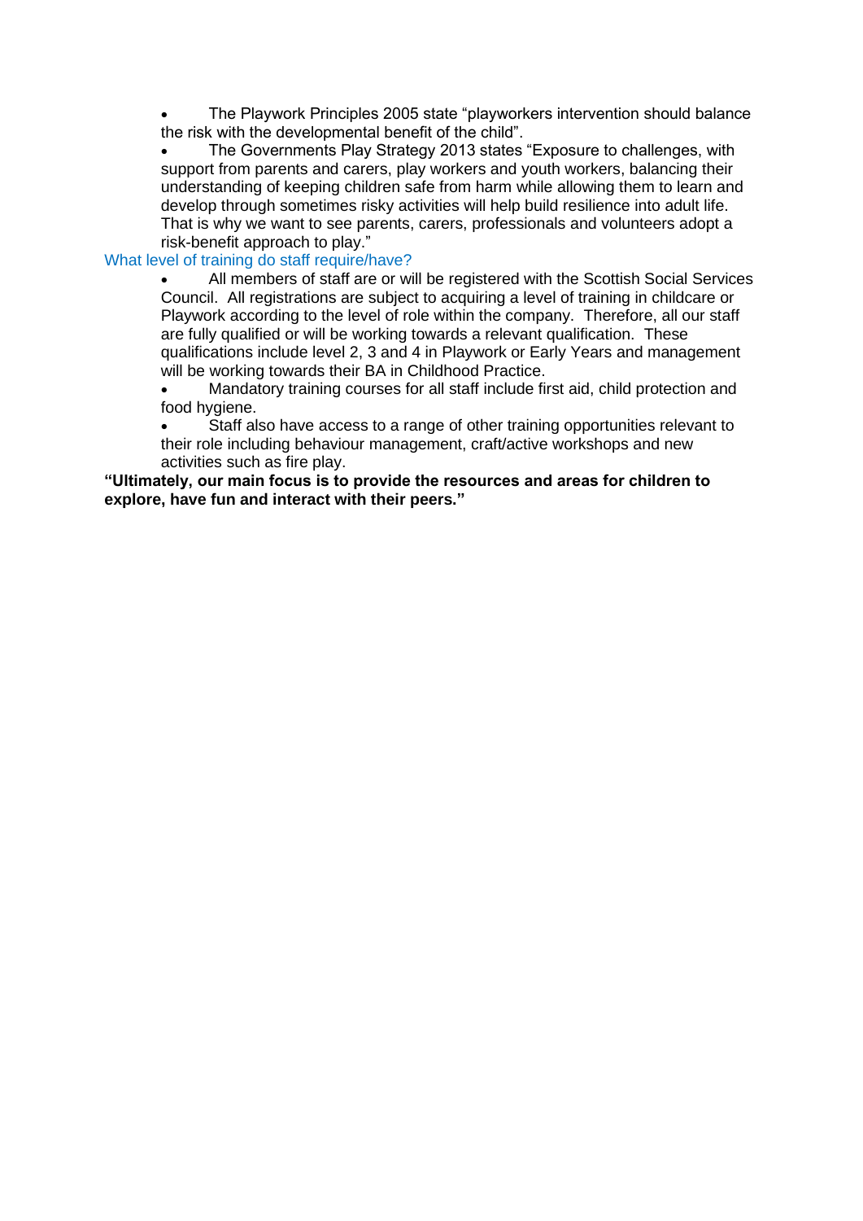- The Playwork Principles 2005 state “playworkers intervention should balance the risk with the developmental benefit of the child”.
- The Governments Play Strategy 2013 states “Exposure to challenges, with support from parents and carers, play workers and youth workers, balancing their understanding of keeping children safe from harm while allowing them to learn and develop through sometimes risky activities will help build resilience into adult life. That is why we want to see parents, carers, professionals and volunteers adopt a risk-benefit approach to play.”

## What level of training do staff require/have?

- All members of staff are or will be registered with the Scottish Social Services Council. All registrations are subject to acquiring a level of training in childcare or Playwork according to the level of role within the company. Therefore, all our staff are fully qualified or will be working towards a relevant qualification. These qualifications include level 2, 3 and 4 in Playwork or Early Years and management will be working towards their BA in Childhood Practice.
- Mandatory training courses for all staff include first aid, child protection and food hygiene.
- Staff also have access to a range of other training opportunities relevant to their role including behaviour management, craft/active workshops and new activities such as fire play.

**“Ultimately, our main focus is to provide the resources and areas for children to explore, have fun and interact with their peers.”**